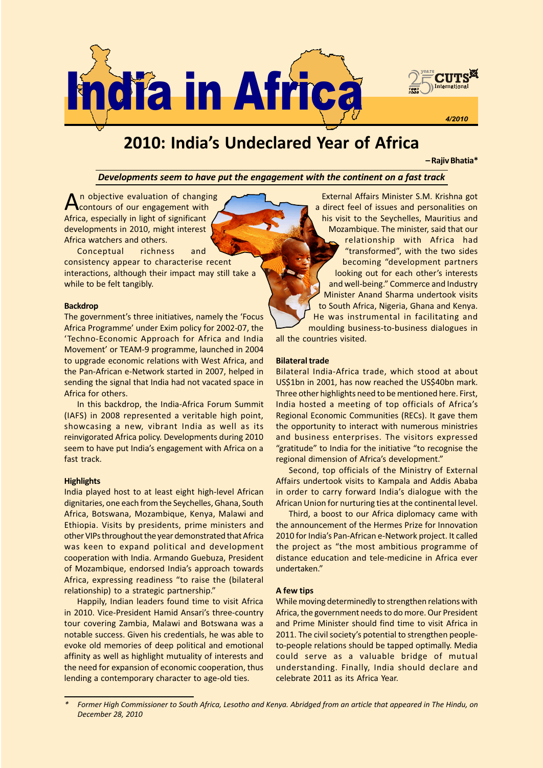# India in Africa

4/2010

# 2010: India's Undeclared Year of Africa

**– Rajiv Bhatia***

***Developments seem to have put the engagement with the continent on a fast track***

An objective evaluation of changing contours of our engagement with Africa, especially in light of significant developments in 2010, might interest Africa watchers and others.

Conceptual richness and consistency appear to characterise recent interactions, although their impact may still take a while to be felt tangibly.

### Backdrop

The government's three initiatives, namely the 'Focus Africa Programme' under Exim policy for 2002-07, the 'Techno-Economic Approach for Africa and India Movement' or TEAM-9 programme, launched in 2004 to upgrade economic relations with West Africa, and the Pan-African e-Network started in 2007, helped in sending the signal that India had not vacated space in Africa for others.

In this backdrop, the India-Africa Forum Summit (IAFS) in 2008 represented a veritable high point, showcasing a new, vibrant India as well as its reinvigorated Africa policy. Developments during 2010 seem to have put India's engagement with Africa on a fast track.

### Highlights

India played host to at least eight high-level African dignitaries, one each from the Seychelles, Ghana, South Africa, Botswana, Mozambique, Kenya, Malawi and Ethiopia. Visits by presidents, prime ministers and other VIPs throughout the year demonstrated that Africa was keen to expand political and development cooperation with India. Armando Guebuza, President of Mozambique, endorsed India's approach towards Africa, expressing readiness "to raise the (bilateral relationship) to a strategic partnership."

Happily, Indian leaders found time to visit Africa in 2010. Vice-President Hamid Ansari's three-country tour covering Zambia, Malawi and Botswana was a notable success. Given his credentials, he was able to evoke old memories of deep political and emotional affinity as well as highlight mutuality of interests and the need for expansion of economic cooperation, thus lending a contemporary character to age-old ties.

External Affairs Minister S.M. Krishna got a direct feel of issues and personalities on his visit to the Seychelles, Mauritius and Mozambique. The minister, said that our relationship with Africa had "transformed", with the two sides becoming "development partners looking out for each other's interests and well-being." Commerce and Industry Minister Anand Sharma undertook visits to South Africa, Nigeria, Ghana and Kenya. He was instrumental in facilitating and moulding business-to-business dialogues in all the countries visited.

### Bilateral trade

Bilateral India-Africa trade, which stood at about US$1bn in 2001, has now reached the US$40bn mark. Three other highlights need to be mentioned here. First, India hosted a meeting of top officials of Africa's Regional Economic Communities (RECs). It gave them the opportunity to interact with numerous ministries and business enterprises. The visitors expressed "gratitude" to India for the initiative "to recognise the regional dimension of Africa's development."

Second, top officials of the Ministry of External Affairs undertook visits to Kampala and Addis Ababa in order to carry forward India's dialogue with the African Union for nurturing ties at the continental level.

Third, a boost to our Africa diplomacy came with the announcement of the Hermes Prize for Innovation 2010 for India's Pan-African e-Network project. It called the project as "the most ambitious programme of distance education and tele-medicine in Africa ever undertaken."

### A few tips

While moving determinedly to strengthen relations with Africa, the government needs to do more. Our President and Prime Minister should find time to visit Africa in 2011. The civil society's potential to strengthen people-to-people relations should be tapped optimally. Media could serve as a valuable bridge of mutual understanding. Finally, India should declare and celebrate 2011 as its Africa Year.

---

\* *Former High Commissioner to South Africa, Lesotho and Kenya. Abridged from an article that appeared in The Hindu, on December 28, 2010*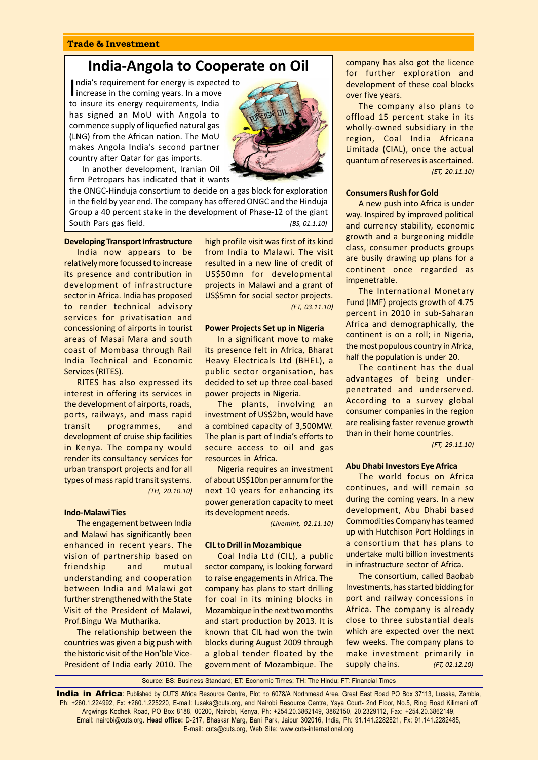Trade & Investment

# India-Angola to Cooperate on Oil

India's requirement for energy is expected to increase in the coming years. In a move to insure its energy requirements, India has signed an MoU with Angola to commence supply of liquefied natural gas (LNG) from the African nation. The MoU makes Angola India's second partner country after Qatar for gas imports.

In another development, Iranian Oil firm Petropars has indicated that it wants the ONGC-Hinduja consortium to decide on a gas block for exploration in the field by year end. The company has offered ONGC and the Hinduja Group a 40 percent stake in the development of Phase-12 of the giant South Pars gas field.

*(BS, 01.1.10)*

### Developing Transport Infrastructure

India now appears to be relatively more focussed to increase its presence and contribution in development of infrastructure sector in Africa. India has proposed to render technical advisory services for privatisation and concessioning of airports in tourist areas of Masai Mara and south coast of Mombasa through Rail India Technical and Economic Services (RITES).

RITES has also expressed its interest in offering its services in the development of airports, roads, ports, railways, and mass rapid transit programmes, and development of cruise ship facilities in Kenya. The company would render its consultancy services for urban transport projects and for all types of mass rapid transit systems.

*(TH, 20.10.10)*

### Indo-Malawi Ties

The engagement between India and Malawi has significantly been enhanced in recent years. The vision of partnership based on friendship and mutual understanding and cooperation between India and Malawi got further strengthened with the State Visit of the President of Malawi, Prof.Bingu Wa Mutharika.

The relationship between the countries was given a big push with the historic visit of the Hon'ble Vice-President of India early 2010. The high profile visit was first of its kind from India to Malawi. The visit resulted in a new line of credit of US$50mn for developmental projects in Malawi and a grant of US$5mn for social sector projects.

*(ET, 03.11.10)*

### Power Projects Set up in Nigeria

In a significant move to make its presence felt in Africa, Bharat Heavy Electricals Ltd (BHEL), a public sector organisation, has decided to set up three coal-based power projects in Nigeria.

The plants, involving an investment of US$2bn, would have a combined capacity of 3,500MW. The plan is part of India's efforts to secure access to oil and gas resources in Africa.

Nigeria requires an investment of about US$10bn per annum for the next 10 years for enhancing its power generation capacity to meet its development needs.

*(Livemint, 02.11.10)*

### CIL to Drill in Mozambique

Coal India Ltd (CIL), a public sector company, is looking forward to raise engagements in Africa. The company has plans to start drilling for coal in its mining blocks in Mozambique in the next two months and start production by 2013. It is known that CIL had won the twin blocks during August 2009 through a global tender floated by the government of Mozambique. The company has also got the licence for further exploration and development of these coal blocks over five years.

The company also plans to offload 15 percent stake in its wholly-owned subsidiary in the region, Coal India Africana Limitada (CIAL), once the actual quantum of reserves is ascertained.

*(ET, 20.11.10)*

### Consumers Rush for Gold

A new push into Africa is under way. Inspired by improved political and currency stability, economic growth and a burgeoning middle class, consumer products groups are busily drawing up plans for a continent once regarded as impenetrable.

The International Monetary Fund (IMF) projects growth of 4.75 percent in 2010 in sub-Saharan Africa and demographically, the continent is on a roll; in Nigeria, the most populous country in Africa, half the population is under 20.

The continent has the dual advantages of being under-penetrated and underserved. According to a survey global consumer companies in the region are realising faster revenue growth than in their home countries.

*(FT, 29.11.10)*

### Abu Dhabi Investors Eye Africa

The world focus on Africa continues, and will remain so during the coming years. In a new development, Abu Dhabi based Commodities Company has teamed up with Hutchison Port Holdings in a consortium that has plans to undertake multi billion investments in infrastructure sector of Africa.

The consortium, called Baobab Investments, has started bidding for port and railway concessions in Africa. The company is already close to three substantial deals which are expected over the next few weeks. The company plans to make investment primarily in supply chains.

*(FT, 02.12.10)*

Source: BS: Business Standard; ET: Economic Times; TH: The Hindu; FT: Financial Times

**India in Africa**: Published by CUTS Africa Resource Centre, Plot no 6078/A Northmead Area, Great East Road PO Box 37113, Lusaka, Zambia, Ph: +260.1.224992, Fx: +260.1.225220, E-mail: lusaka@cuts.org, and Nairobi Resource Centre, Yaya Court- 2nd Floor, No.5, Ring Road Kilimani off Argwings Kodhek Road, PO Box 8188, 00200, Nairobi, Kenya, Ph: +254.20.3862149, 3862150, 20.2329112, Fax: +254.20.3862149, Email: nairobi@cuts.org. **Head office:** D-217, Bhaskar Marg, Bani Park, Jaipur 302016, India, Ph: 91.141.2282821, Fx: 91.141.2282485, E-mail: cuts@cuts.org, Web Site: www.cuts-international.org